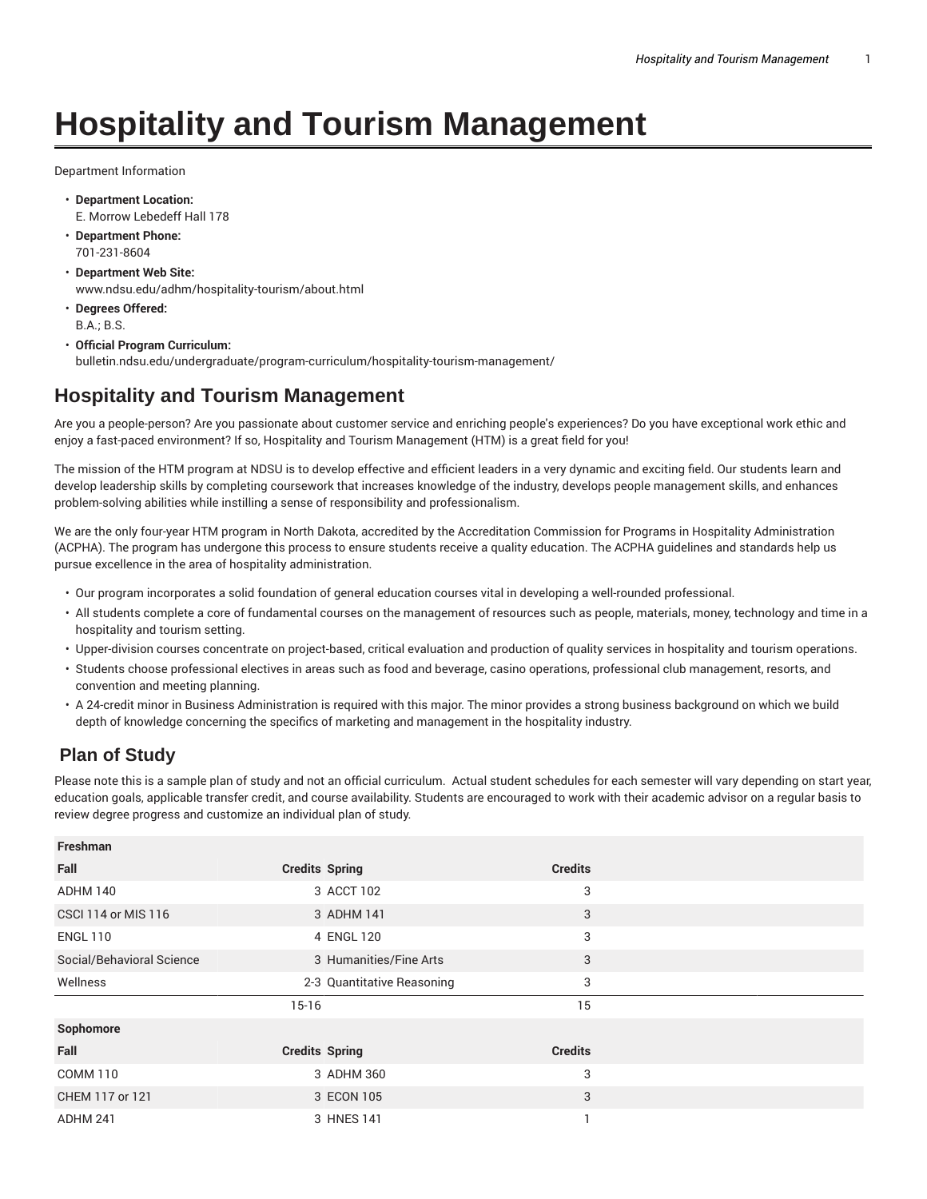# Hospitality and Tourism Management

Department Information

- **Department Location:**
  E. Morrow Lebedeff Hall 178
- **Department Phone:**
  701-231-8604
- **Department Web Site:**
  www.ndsu.edu/adhm/hospitality-tourism/about.html
- **Degrees Offered:**
  B.A.; B.S.
- **Official Program Curriculum:**
  bulletin.ndsu.edu/undergraduate/program-curriculum/hospitality-tourism-management/

## Hospitality and Tourism Management

Are you a people-person? Are you passionate about customer service and enriching people's experiences? Do you have exceptional work ethic and enjoy a fast-paced environment? If so, Hospitality and Tourism Management (HTM) is a great field for you!

The mission of the HTM program at NDSU is to develop effective and efficient leaders in a very dynamic and exciting field. Our students learn and develop leadership skills by completing coursework that increases knowledge of the industry, develops people management skills, and enhances problem-solving abilities while instilling a sense of responsibility and professionalism.

We are the only four-year HTM program in North Dakota, accredited by the Accreditation Commission for Programs in Hospitality Administration (ACPHA). The program has undergone this process to ensure students receive a quality education. The ACPHA guidelines and standards help us pursue excellence in the area of hospitality administration.

- Our program incorporates a solid foundation of general education courses vital in developing a well-rounded professional.
- All students complete a core of fundamental courses on the management of resources such as people, materials, money, technology and time in a hospitality and tourism setting.
- Upper-division courses concentrate on project-based, critical evaluation and production of quality services in hospitality and tourism operations.
- Students choose professional electives in areas such as food and beverage, casino operations, professional club management, resorts, and convention and meeting planning.
- A 24-credit minor in Business Administration is required with this major. The minor provides a strong business background on which we build depth of knowledge concerning the specifics of marketing and management in the hospitality industry.

## Plan of Study

Please note this is a sample plan of study and not an official curriculum. Actual student schedules for each semester will vary depending on start year, education goals, applicable transfer credit, and course availability. Students are encouraged to work with their academic advisor on a regular basis to review degree progress and customize an individual plan of study.

| Freshman | | | |
|---|---|---|---|
| **Fall** | **Credits** | **Spring** | **Credits** |
| ADHM 140 | 3 | ACCT 102 | 3 |
| CSCI 114 or MIS 116 | 3 | ADHM 141 | 3 |
| ENGL 110 | 4 | ENGL 120 | 3 |
| Social/Behavioral Science | 3 | Humanities/Fine Arts | 3 |
| Wellness | 2-3 | Quantitative Reasoning | 3 |
| | 15-16 | | 15 |
| **Sophomore** | | | |
| **Fall** | **Credits** | **Spring** | **Credits** |
| COMM 110 | 3 | ADHM 360 | 3 |
| CHEM 117 or 121 | 3 | ECON 105 | 3 |
| ADHM 241 | 3 | HNES 141 | 1 |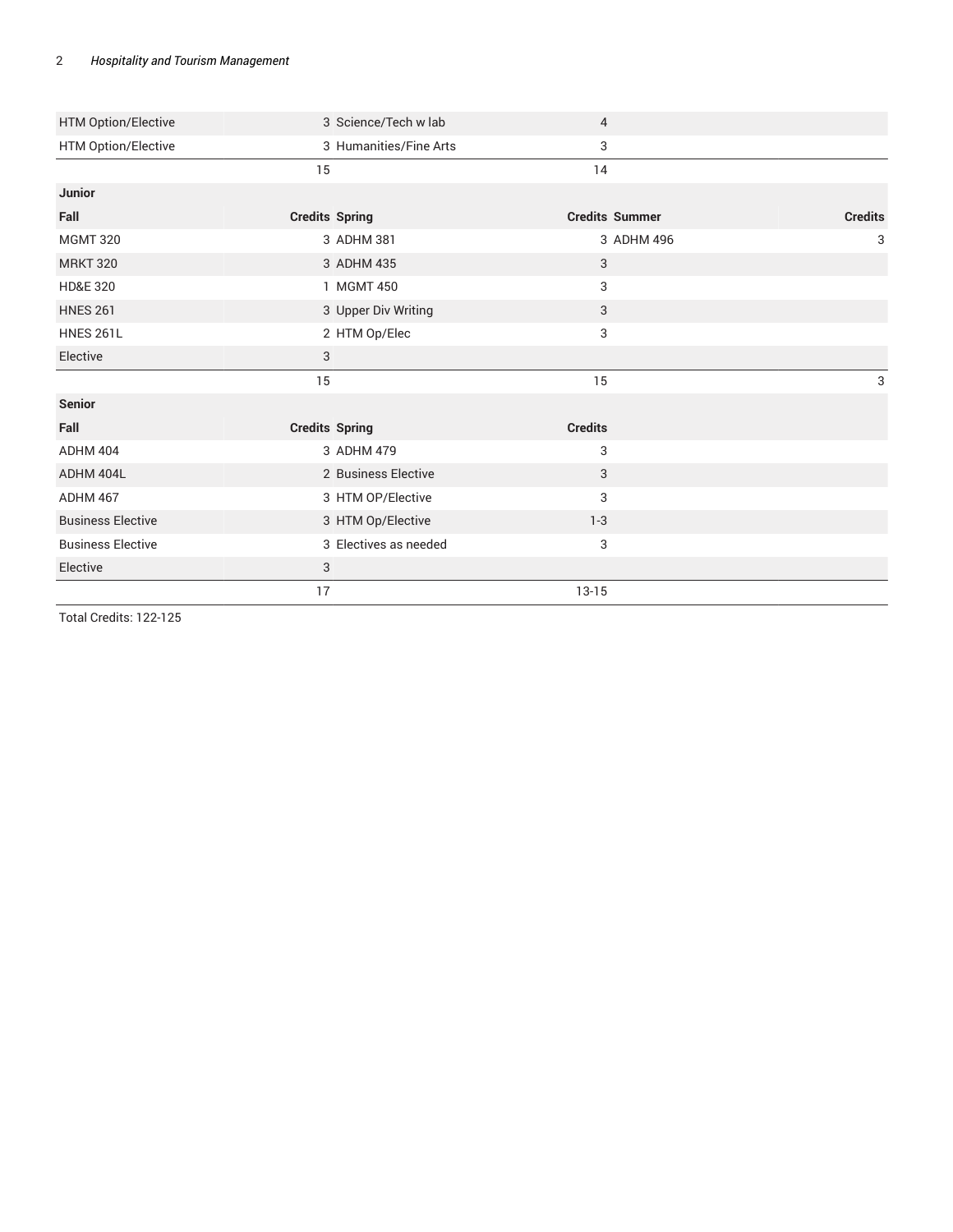| | | | | | |
|---|---|---|---|---|---|
| HTM Option/Elective | 3 | Science/Tech w lab | 4 | | |
| HTM Option/Elective | 3 | Humanities/Fine Arts | 3 | | |
| | 15 | | 14 | | |
| **Junior** | | | | | |
| **Fall** | **Credits** | **Spring** | **Credits** | **Summer** | **Credits** |
| MGMT 320 | 3 | ADHM 381 | 3 | ADHM 496 | 3 |
| MRKT 320 | 3 | ADHM 435 | 3 | | |
| HD&E 320 | 1 | MGMT 450 | 3 | | |
| HNES 261 | 3 | Upper Div Writing | 3 | | |
| HNES 261L | 2 | HTM Op/Elec | 3 | | |
| Elective | 3 | | | | |
| | 15 | | 15 | | 3 |
| **Senior** | | | | | |
| **Fall** | **Credits** | **Spring** | **Credits** | | |
| ADHM 404 | 3 | ADHM 479 | 3 | | |
| ADHM 404L | 2 | Business Elective | 3 | | |
| ADHM 467 | 3 | HTM OP/Elective | 3 | | |
| Business Elective | 3 | HTM Op/Elective | 1-3 | | |
| Business Elective | 3 | Electives as needed | 3 | | |
| Elective | 3 | | | | |
| | 17 | | 13-15 | | |

Total Credits: 122-125